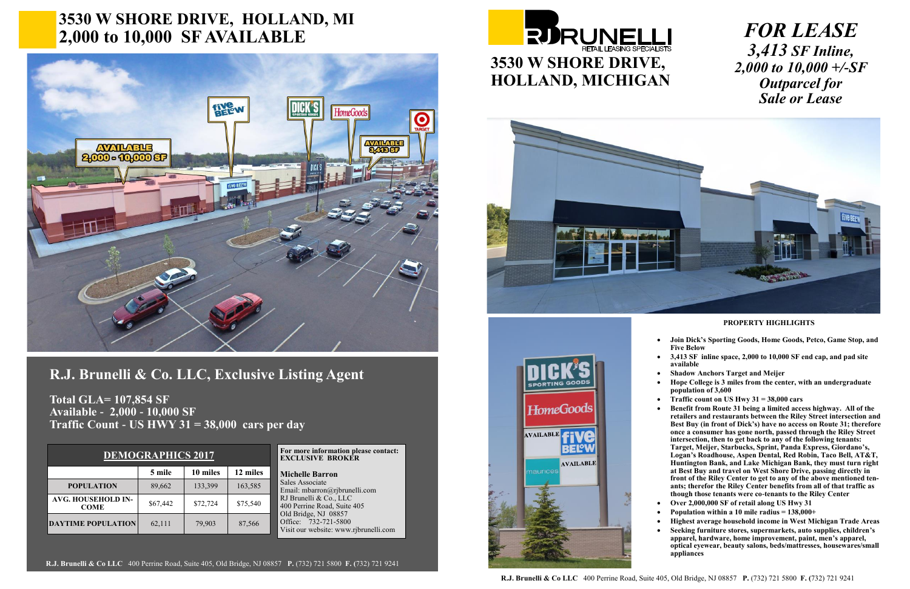# 3530 W SHORE DRIVE, HOLLAND, MI
# 2,000 to 10,000 SF AVAILABLE

## R.J. Brunelli & Co. LLC, Exclusive Listing Agent

**Total GLA= 107,854 SF**
**Available - 2,000 - 10,000 SF**
**Traffic Count - US HWY 31 = 38,000 cars per day**

| DEMOGRAPHICS 2017 | | | |
|---|---|---|---|
| | 5 mile | 10 miles | 12 miles |
| POPULATION | 89,662 | 133,399 | 163,585 |
| AVG. HOUSEHOLD INCOME | $67,442 | $72,724 | $75,540 |
| DAYTIME POPULATION | 62,111 | 79,903 | 87,566 |

**For more information please contact:**
**EXCLUSIVE BROKER**

**Michelle Barron**
Sales Associate
Email: mbarron@rjbrunelli.com
RJ Brunelli & Co., LLC
400 Perrine Road, Suite 405
Old Bridge, NJ 08857
Office: 732-721-5800
Visit our website: www.rjbrunelli.com

**R.J. Brunelli & Co LLC** 400 Perrine Road, Suite 405, Old Bridge, NJ 08857 **P.** (732) 721 5800 **F.** (732) 721 9241

RJ BRUNELLI
RETAIL LEASING SPECIALISTS

# 3530 W SHORE DRIVE, HOLLAND, MICHIGAN

# *FOR LEASE*
## *3,413 SF Inline, 2,000 to 10,000 +/-SF Outparcel for Sale or Lease*

### PROPERTY HIGHLIGHTS

- Join Dick's Sporting Goods, Home Goods, Petco, Game Stop, and Five Below
- 3,413 SF inline space, 2,000 to 10,000 SF end cap, and pad site available
- Shadow Anchors Target and Meijer
- Hope College is 3 miles from the center, with an undergraduate population of 3,600
- Traffic count on US Hwy 31 = 38,000 cars
- Benefit from Route 31 being a limited access highway. All of the retailers and restaurants between the Riley Street intersection and Best Buy (in front of Dick's) have no access on Route 31; therefore once a consumer has gone north, passed through the Riley Street intersection, then to get back to any of the following tenants: Target, Meijer, Starbucks, Sprint, Panda Express, Giordano's, Logan's Roadhouse, Aspen Dental, Red Robin, Taco Bell, AT&T, Huntington Bank, and Lake Michigan Bank, they must turn right at Best Buy and travel on West Shore Drive, passing directly in front of the Riley Center to get to any of the above mentioned tenants; therefor the Riley Center benefits from all of that traffic as though those tenants were co-tenants to the Riley Center
- Over 2,000,000 SF of retail along US Hwy 31
- Population within a 10 mile radius = 138,000+
- Highest average household income in West Michigan Trade Areas
- Seeking furniture stores, supermarkets, auto supplies, children's apparel, hardware, home improvement, paint, men's apparel, optical eyewear, beauty salons, beds/mattresses, housewares/small appliances

**R.J. Brunelli & Co LLC** 400 Perrine Road, Suite 405, Old Bridge, NJ 08857 **P.** (732) 721 5800 **F.** (732) 721 9241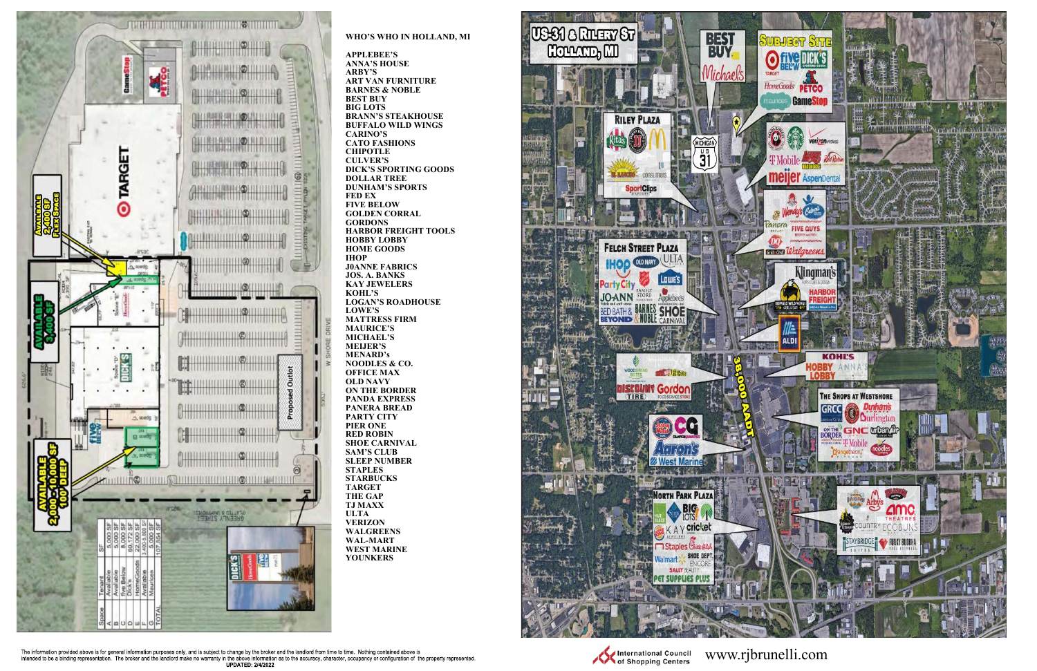# WHO'S WHO IN HOLLAND, MI

APPLEBEE'S
ANNA'S HOUSE
ARBY'S
ART VAN FURNITURE
BARNES & NOBLE
BEST BUY
BIG LOTS
BRANN'S STEAKHOUSE
BUFFALO WILD WINGS
CARINO'S
CATO FASHIONS
CHIPOTLE
CULVER'S
DICK'S SPORTING GOODS
DOLLAR TREE
DUNHAM'S SPORTS
FED EX
FIVE BELOW
GOLDEN CORRAL
GORDONS
HARBOR FREIGHT TOOLS
HOBBY LOBBY
HOME GOODS
IHOP
J0ANNE FABRICS
JOS. A. BANKS
KAY JEWELERS
KOHL'S
LOGAN'S ROADHOUSE
LOWE'S
MATTRESS FIRM
MAURICE'S
MICHAEL'S
MEIJER'S
MENARD's
NOODLES & CO.
OFFICE MAX
OLD NAVY
ON THE BORDER
PANDA EXPRESS
PANERA BREAD
PARTY CITY
PIER ONE
RED ROBIN
SHOE CARNIVAL
SAM'S CLUB
SLEEP NUMBER
STAPLES
STARBUCKS
TARGET
THE GAP
TJ MAXX
ULTA
VERIZON
WALGREENS
WAL-MART
WEST MARINE
YOUNKERS

AVAILABLE 2,400 SF FLEX SPACE

AVAILABLE 3,400 SF

AVAILABLE 2,000 - 10,000 SF 100' DEEP

TARGET

Proposed Outlot

W SHORE DRIVE

GREENLY STREET

| Space | Tenant | SF |
|---|---|---|
| A | Available | 5,000 SF |
| B | Available | 5,000 SF |
| C | five Below | 8,000 SF |
| D | Dick's | 60,172 SF |
| E | HomeGoods | 22,000 SF |
| F | Available | 3,400-5,882 SF |
| G | Maurices | 5,000 SF |
| | TOTAL | 107,654 SF |

US-31 & RILEY ST
HOLLAND, MI

SUBJECT SITE

RILEY PLAZA

FELCH STREET PLAZA

THE SHOPS AT WESTSHORE

NORTH PARK PLAZA

38,000 AADT

The information provided above is for general information purposes only, and is subject to change by the broker and the landlord from time to time. Nothing contained above is intended to be a binding representation. The broker and the landlord make no warranty in the above information as to the accuracy, character, occupancy or configuration of the property represented.
UPDATED: 2/4/2022

International Council of Shopping Centers

www.rjbrunelli.com